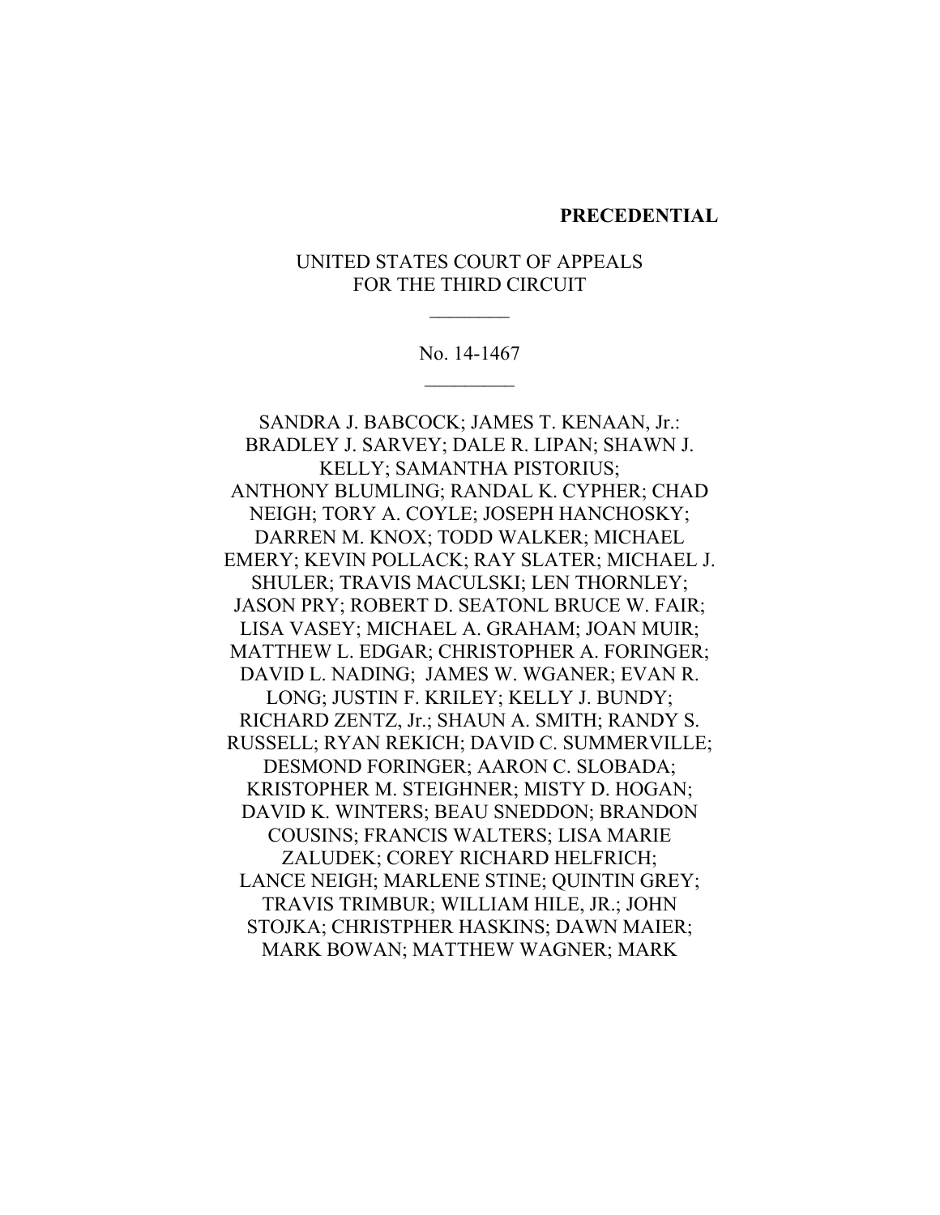**PRECEDENTIAL**

UNITED STATES COURT OF APPEALS
FOR THE THIRD CIRCUIT

\_\_\_\_\_\_\_\_

No. 14-1467

\_\_\_\_\_\_\_\_\_

SANDRA J. BABCOCK; JAMES T. KENAAN, Jr.: BRADLEY J. SARVEY; DALE R. LIPAN; SHAWN J. KELLY; SAMANTHA PISTORIUS; ANTHONY BLUMLING; RANDAL K. CYPHER; CHAD NEIGH; TORY A. COYLE; JOSEPH HANCHOSKY; DARREN M. KNOX; TODD WALKER; MICHAEL EMERY; KEVIN POLLACK; RAY SLATER; MICHAEL J. SHULER; TRAVIS MACULSKI; LEN THORNLEY; JASON PRY; ROBERT D. SEATONL BRUCE W. FAIR; LISA VASEY; MICHAEL A. GRAHAM; JOAN MUIR; MATTHEW L. EDGAR; CHRISTOPHER A. FORINGER; DAVID L. NADING; JAMES W. WGANER; EVAN R. LONG; JUSTIN F. KRILEY; KELLY J. BUNDY; RICHARD ZENTZ, Jr.; SHAUN A. SMITH; RANDY S. RUSSELL; RYAN REKICH; DAVID C. SUMMERVILLE; DESMOND FORINGER; AARON C. SLOBADA; KRISTOPHER M. STEIGHNER; MISTY D. HOGAN; DAVID K. WINTERS; BEAU SNEDDON; BRANDON COUSINS; FRANCIS WALTERS; LISA MARIE ZALUDEK; COREY RICHARD HELFRICH; LANCE NEIGH; MARLENE STINE; QUINTIN GREY; TRAVIS TRIMBUR; WILLIAM HILE, JR.; JOHN STOJKA; CHRISTPHER HASKINS; DAWN MAIER; MARK BOWAN; MATTHEW WAGNER; MARK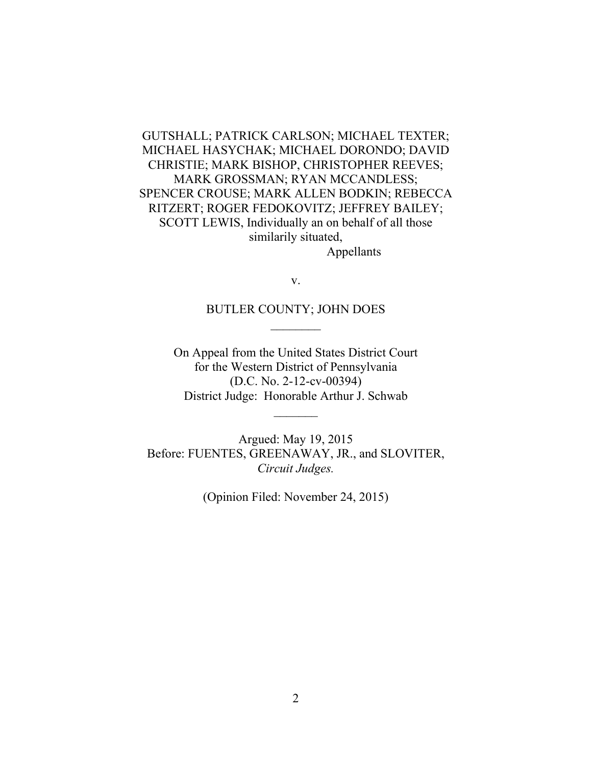GUTSHALL; PATRICK CARLSON; MICHAEL TEXTER; MICHAEL HASYCHAK; MICHAEL DORONDO; DAVID CHRISTIE; MARK BISHOP, CHRISTOPHER REEVES; MARK GROSSMAN; RYAN MCCANDLESS; SPENCER CROUSE; MARK ALLEN BODKIN; REBECCA RITZERT; ROGER FEDOKOVITZ; JEFFREY BAILEY; SCOTT LEWIS, Individually an on behalf of all those similarily situated,

Appellants

v.

BUTLER COUNTY; JOHN DOES

________

On Appeal from the United States District Court for the Western District of Pennsylvania (D.C. No. 2-12-cv-00394) District Judge: Honorable Arthur J. Schwab

_______

Argued: May 19, 2015

Before: FUENTES, GREENAWAY, JR., and SLOVITER, *Circuit Judges.*

(Opinion Filed: November 24, 2015)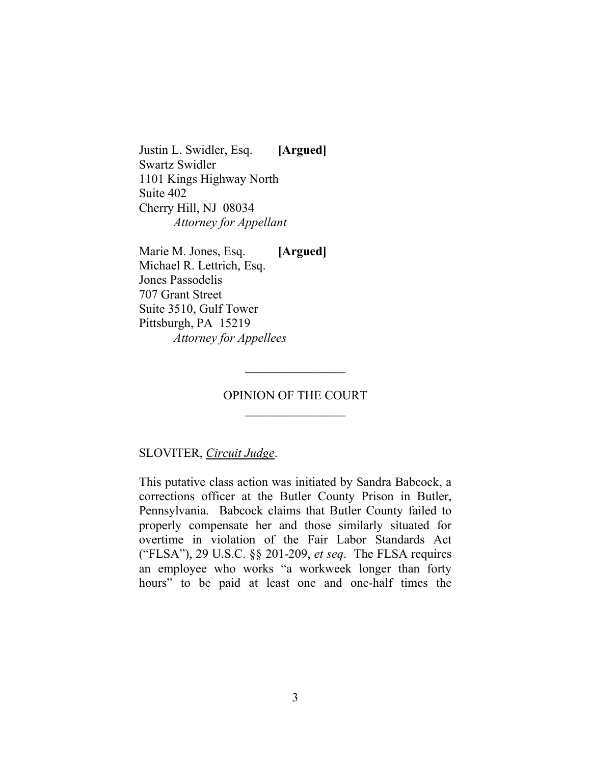Justin L. Swidler, Esq. **[Argued]**
Swartz Swidler
1101 Kings Highway North
Suite 402
Cherry Hill, NJ 08034
*Attorney for Appellant*

Marie M. Jones, Esq. **[Argued]**
Michael R. Lettrich, Esq.
Jones Passodelis
707 Grant Street
Suite 3510, Gulf Tower
Pittsburgh, PA 15219
*Attorney for Appellees*

---

OPINION OF THE COURT

---

SLOVITER, *Circuit Judge*.

This putative class action was initiated by Sandra Babcock, a corrections officer at the Butler County Prison in Butler, Pennsylvania. Babcock claims that Butler County failed to properly compensate her and those similarly situated for overtime in violation of the Fair Labor Standards Act ("FLSA"), 29 U.S.C. §§ 201-209, *et seq*. The FLSA requires an employee who works "a workweek longer than forty hours" to be paid at least one and one-half times the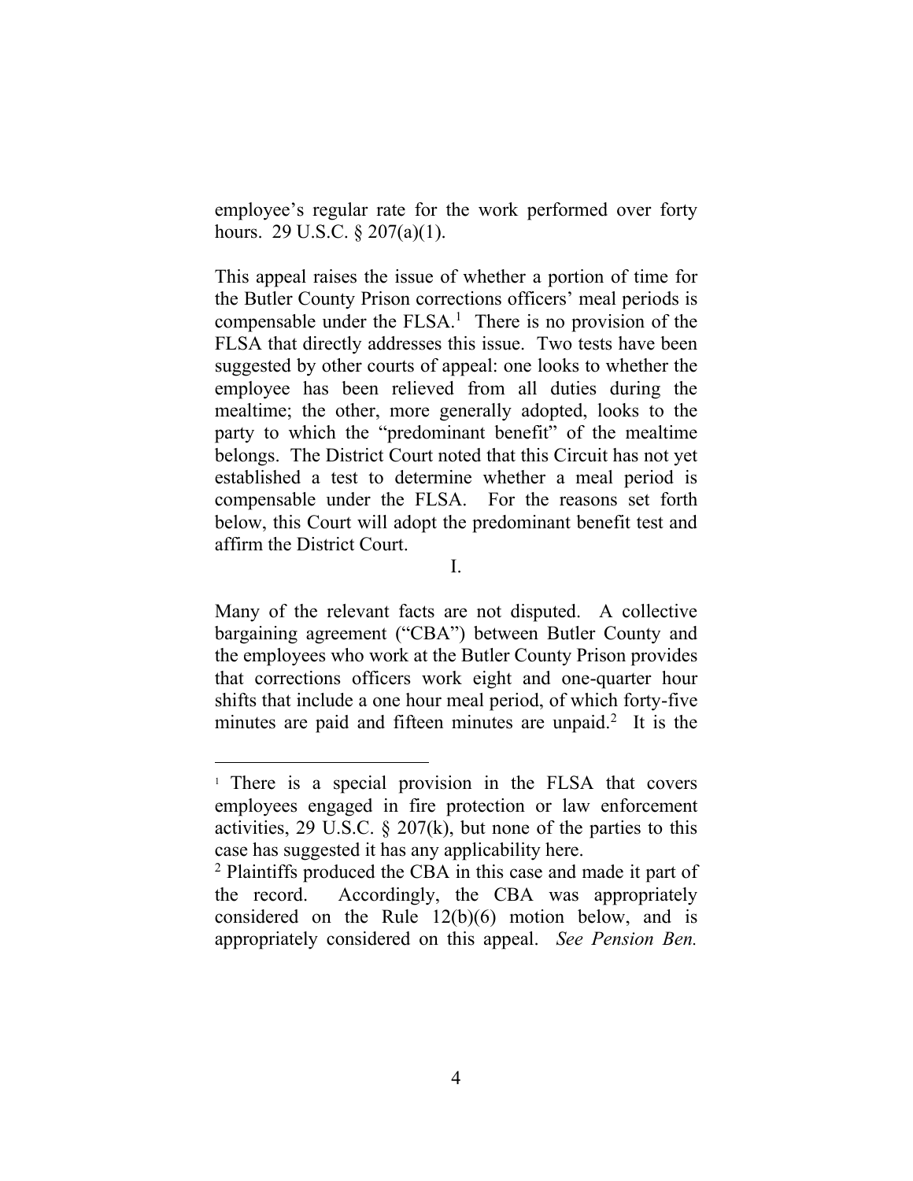employee's regular rate for the work performed over forty hours. 29 U.S.C. § 207(a)(1).

This appeal raises the issue of whether a portion of time for the Butler County Prison corrections officers' meal periods is compensable under the FLSA.[1] There is no provision of the FLSA that directly addresses this issue. Two tests have been suggested by other courts of appeal: one looks to whether the employee has been relieved from all duties during the mealtime; the other, more generally adopted, looks to the party to which the "predominant benefit" of the mealtime belongs. The District Court noted that this Circuit has not yet established a test to determine whether a meal period is compensable under the FLSA. For the reasons set forth below, this Court will adopt the predominant benefit test and affirm the District Court.

I.

Many of the relevant facts are not disputed. A collective bargaining agreement ("CBA") between Butler County and the employees who work at the Butler County Prison provides that corrections officers work eight and one-quarter hour shifts that include a one hour meal period, of which forty-five minutes are paid and fifteen minutes are unpaid.[2] It is the

---

[1] There is a special provision in the FLSA that covers employees engaged in fire protection or law enforcement activities, 29 U.S.C. § 207(k), but none of the parties to this case has suggested it has any applicability here.

[2] Plaintiffs produced the CBA in this case and made it part of the record. Accordingly, the CBA was appropriately considered on the Rule 12(b)(6) motion below, and is appropriately considered on this appeal. *See Pension Ben.*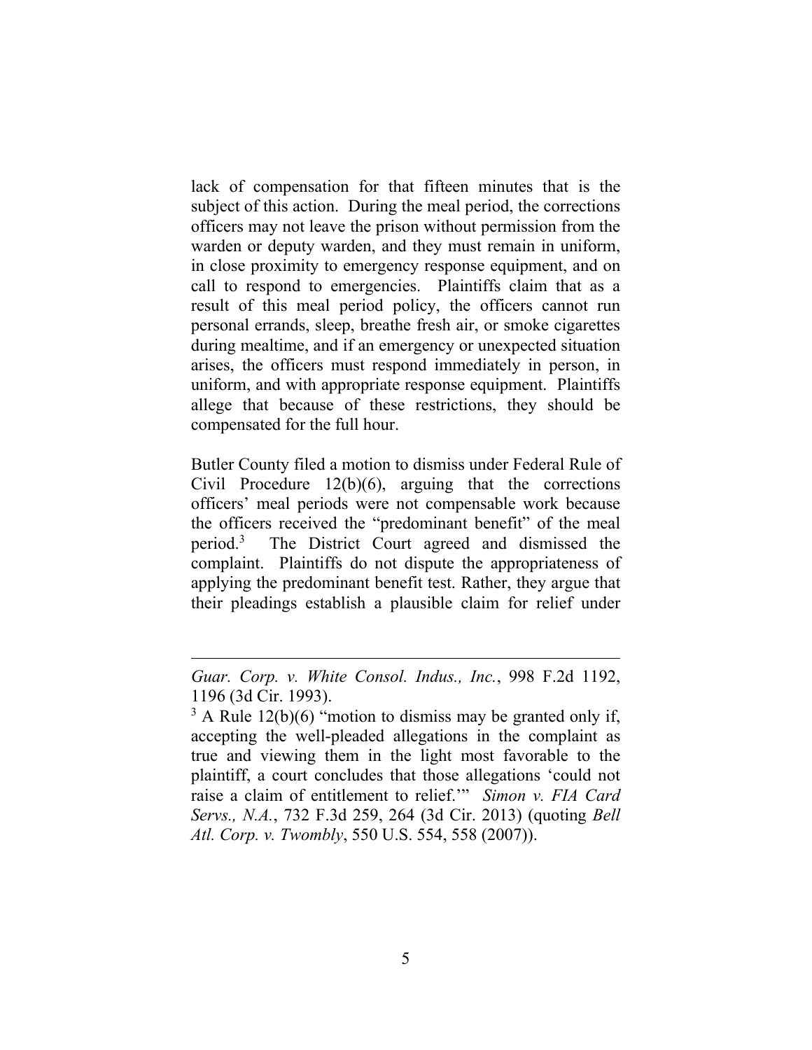lack of compensation for that fifteen minutes that is the subject of this action. During the meal period, the corrections officers may not leave the prison without permission from the warden or deputy warden, and they must remain in uniform, in close proximity to emergency response equipment, and on call to respond to emergencies. Plaintiffs claim that as a result of this meal period policy, the officers cannot run personal errands, sleep, breathe fresh air, or smoke cigarettes during mealtime, and if an emergency or unexpected situation arises, the officers must respond immediately in person, in uniform, and with appropriate response equipment. Plaintiffs allege that because of these restrictions, they should be compensated for the full hour.

Butler County filed a motion to dismiss under Federal Rule of Civil Procedure 12(b)(6), arguing that the corrections officers' meal periods were not compensable work because the officers received the "predominant benefit" of the meal period.[3] The District Court agreed and dismissed the complaint. Plaintiffs do not dispute the appropriateness of applying the predominant benefit test. Rather, they argue that their pleadings establish a plausible claim for relief under

---

*Guar. Corp. v. White Consol. Indus., Inc.*, 998 F.2d 1192, 1196 (3d Cir. 1993).

[3] A Rule 12(b)(6) "motion to dismiss may be granted only if, accepting the well-pleaded allegations in the complaint as true and viewing them in the light most favorable to the plaintiff, a court concludes that those allegations 'could not raise a claim of entitlement to relief.'" *Simon v. FIA Card Servs., N.A.*, 732 F.3d 259, 264 (3d Cir. 2013) (quoting *Bell Atl. Corp. v. Twombly*, 550 U.S. 554, 558 (2007)).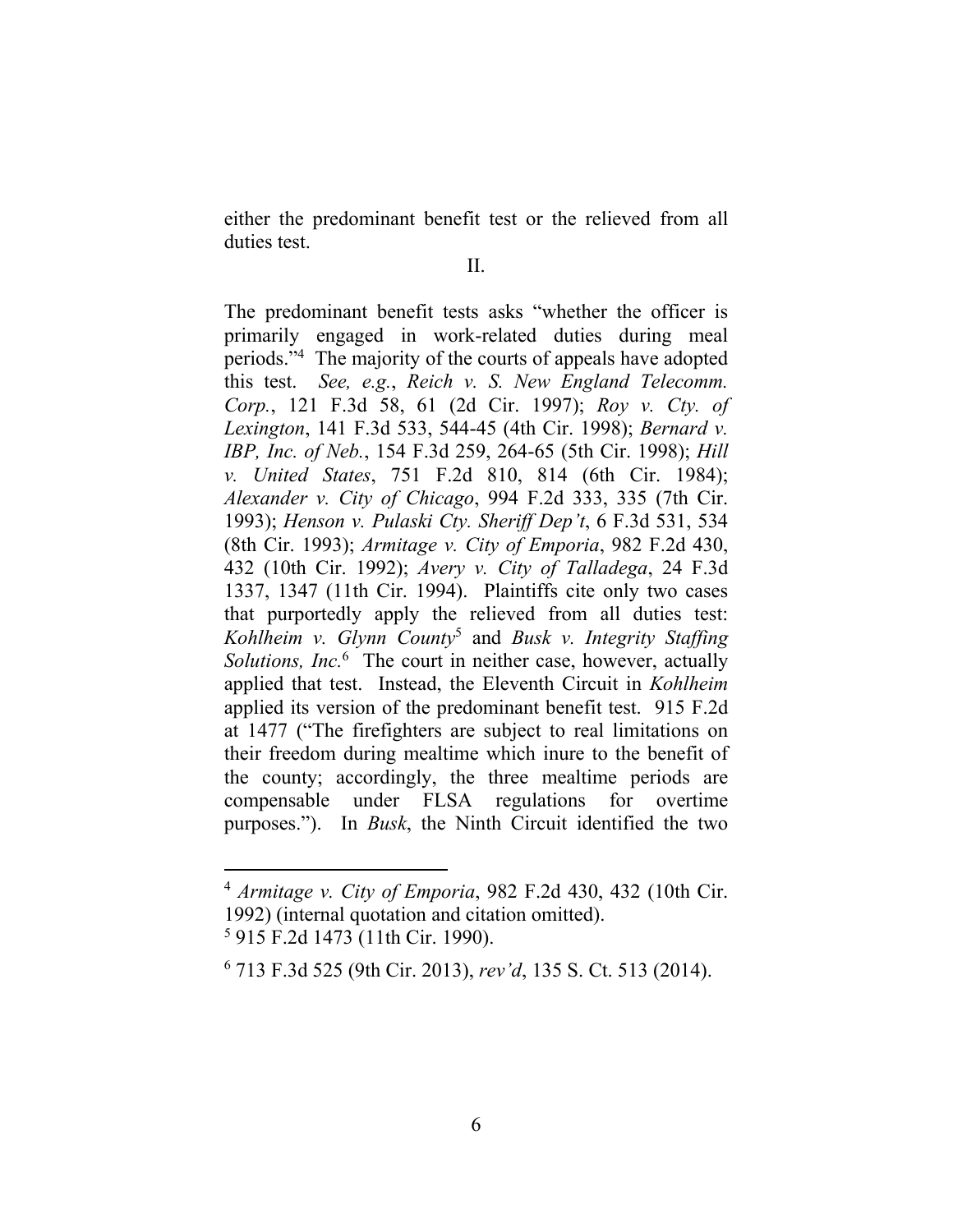either the predominant benefit test or the relieved from all duties test.

II.

The predominant benefit tests asks "whether the officer is primarily engaged in work-related duties during meal periods."[4] The majority of the courts of appeals have adopted this test. *See, e.g.*, *Reich v. S. New England Telecomm. Corp.*, 121 F.3d 58, 61 (2d Cir. 1997); *Roy v. Cty. of Lexington*, 141 F.3d 533, 544-45 (4th Cir. 1998); *Bernard v. IBP, Inc. of Neb.*, 154 F.3d 259, 264-65 (5th Cir. 1998); *Hill v. United States*, 751 F.2d 810, 814 (6th Cir. 1984); *Alexander v. City of Chicago*, 994 F.2d 333, 335 (7th Cir. 1993); *Henson v. Pulaski Cty. Sheriff Dep't*, 6 F.3d 531, 534 (8th Cir. 1993); *Armitage v. City of Emporia*, 982 F.2d 430, 432 (10th Cir. 1992); *Avery v. City of Talladega*, 24 F.3d 1337, 1347 (11th Cir. 1994). Plaintiffs cite only two cases that purportedly apply the relieved from all duties test: *Kohlheim v. Glynn County*[5] and *Busk v. Integrity Staffing Solutions, Inc.*[6] The court in neither case, however, actually applied that test. Instead, the Eleventh Circuit in *Kohlheim* applied its version of the predominant benefit test. 915 F.2d at 1477 ("The firefighters are subject to real limitations on their freedom during mealtime which inure to the benefit of the county; accordingly, the three mealtime periods are compensable under FLSA regulations for overtime purposes."). In *Busk*, the Ninth Circuit identified the two

---

[4] *Armitage v. City of Emporia*, 982 F.2d 430, 432 (10th Cir. 1992) (internal quotation and citation omitted).

[5] 915 F.2d 1473 (11th Cir. 1990).

[6] 713 F.3d 525 (9th Cir. 2013), *rev'd*, 135 S. Ct. 513 (2014).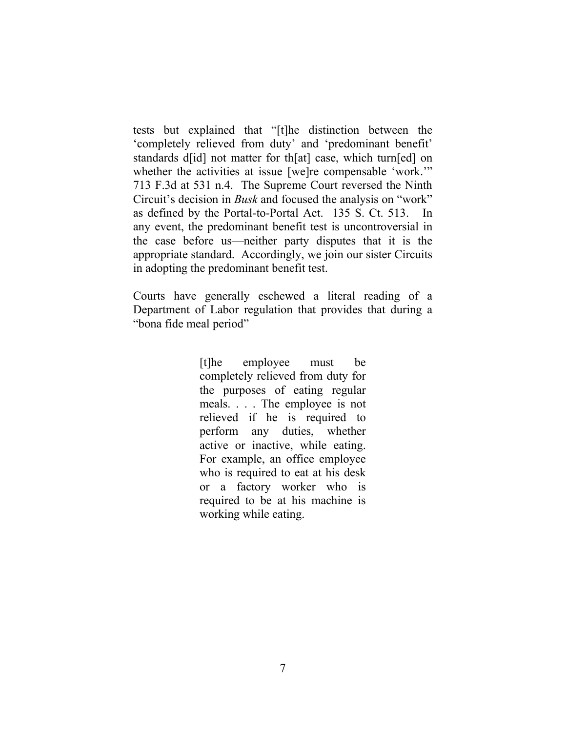tests but explained that "[t]he distinction between the 'completely relieved from duty' and 'predominant benefit' standards d[id] not matter for th[at] case, which turn[ed] on whether the activities at issue [we]re compensable 'work.'" 713 F.3d at 531 n.4. The Supreme Court reversed the Ninth Circuit's decision in *Busk* and focused the analysis on "work" as defined by the Portal-to-Portal Act. 135 S. Ct. 513. In any event, the predominant benefit test is uncontroversial in the case before us—neither party disputes that it is the appropriate standard. Accordingly, we join our sister Circuits in adopting the predominant benefit test.

Courts have generally eschewed a literal reading of a Department of Labor regulation that provides that during a "bona fide meal period"

> [t]he employee must be completely relieved from duty for the purposes of eating regular meals. . . . The employee is not relieved if he is required to perform any duties, whether active or inactive, while eating. For example, an office employee who is required to eat at his desk or a factory worker who is required to be at his machine is working while eating.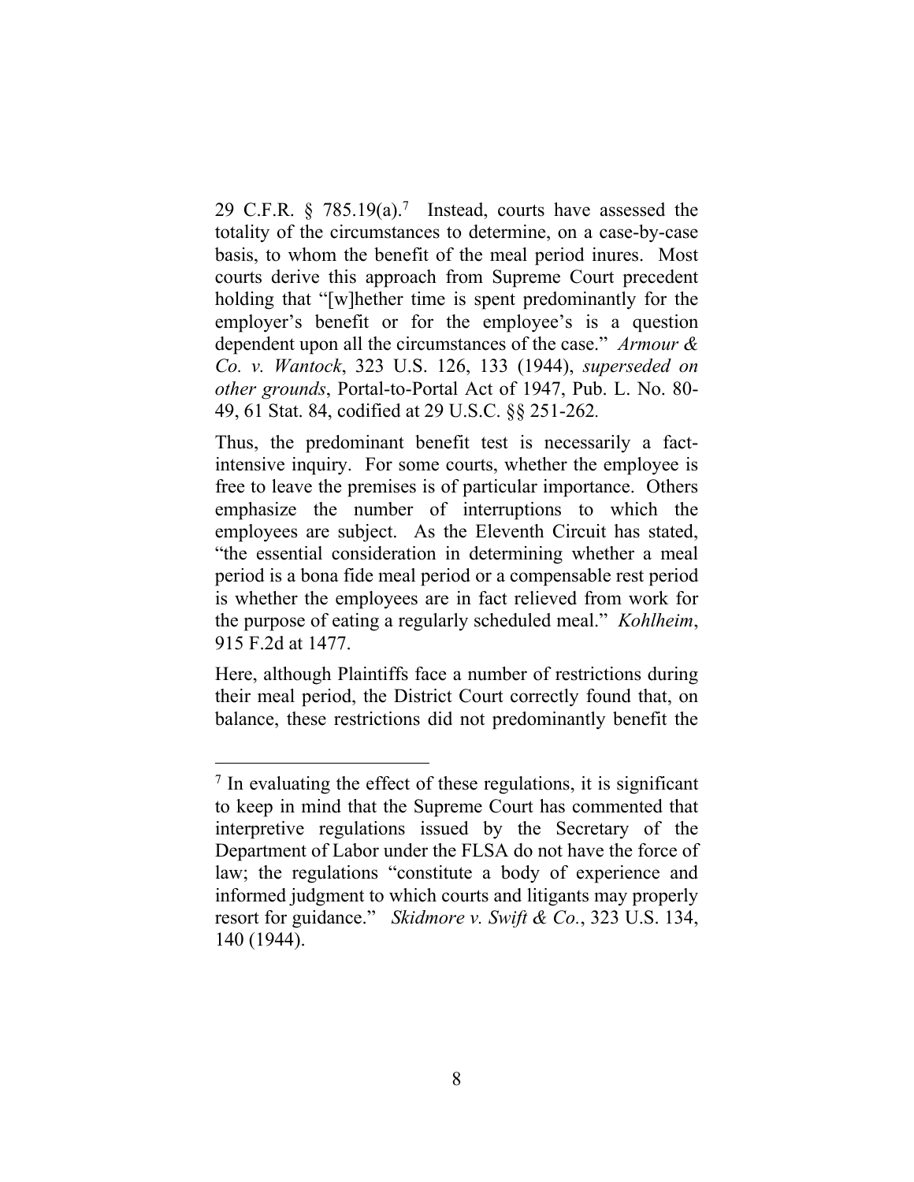29 C.F.R. § 785.19(a).[7] Instead, courts have assessed the totality of the circumstances to determine, on a case-by-case basis, to whom the benefit of the meal period inures. Most courts derive this approach from Supreme Court precedent holding that "[w]hether time is spent predominantly for the employer's benefit or for the employee's is a question dependent upon all the circumstances of the case." *Armour & Co. v. Wantock*, 323 U.S. 126, 133 (1944), *superseded on other grounds*, Portal-to-Portal Act of 1947, Pub. L. No. 80-49, 61 Stat. 84, codified at 29 U.S.C. §§ 251-262.

Thus, the predominant benefit test is necessarily a fact-intensive inquiry. For some courts, whether the employee is free to leave the premises is of particular importance. Others emphasize the number of interruptions to which the employees are subject. As the Eleventh Circuit has stated, "the essential consideration in determining whether a meal period is a bona fide meal period or a compensable rest period is whether the employees are in fact relieved from work for the purpose of eating a regularly scheduled meal." *Kohlheim*, 915 F.2d at 1477.

Here, although Plaintiffs face a number of restrictions during their meal period, the District Court correctly found that, on balance, these restrictions did not predominantly benefit the

[7] In evaluating the effect of these regulations, it is significant to keep in mind that the Supreme Court has commented that interpretive regulations issued by the Secretary of the Department of Labor under the FLSA do not have the force of law; the regulations "constitute a body of experience and informed judgment to which courts and litigants may properly resort for guidance." *Skidmore v. Swift & Co.*, 323 U.S. 134, 140 (1944).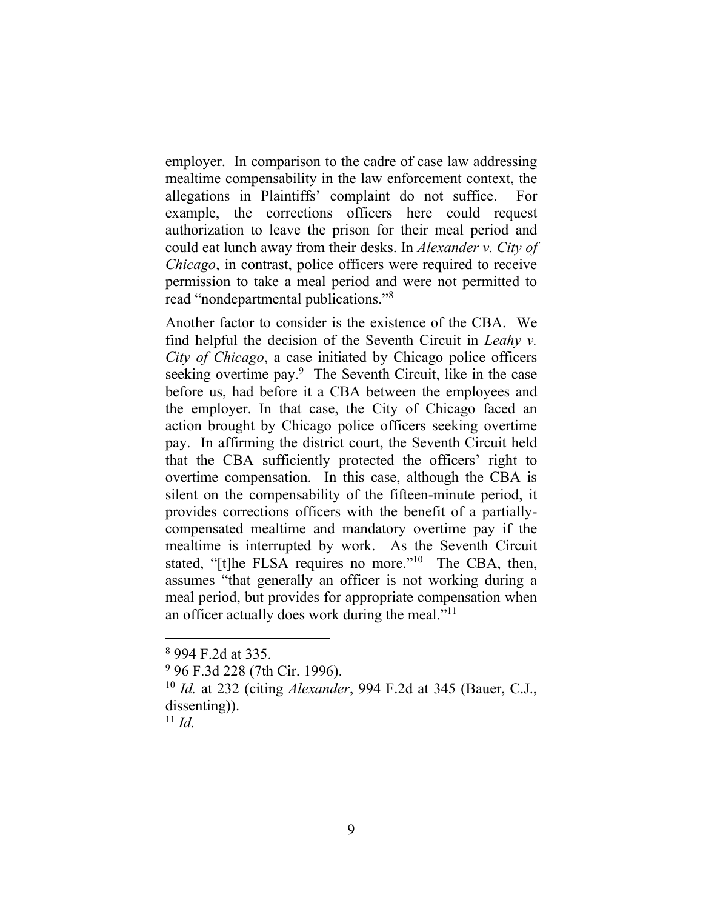employer. In comparison to the cadre of case law addressing mealtime compensability in the law enforcement context, the allegations in Plaintiffs' complaint do not suffice. For example, the corrections officers here could request authorization to leave the prison for their meal period and could eat lunch away from their desks. In *Alexander v. City of Chicago*, in contrast, police officers were required to receive permission to take a meal period and were not permitted to read "nondepartmental publications."[8]

Another factor to consider is the existence of the CBA. We find helpful the decision of the Seventh Circuit in *Leahy v. City of Chicago*, a case initiated by Chicago police officers seeking overtime pay.[9] The Seventh Circuit, like in the case before us, had before it a CBA between the employees and the employer. In that case, the City of Chicago faced an action brought by Chicago police officers seeking overtime pay. In affirming the district court, the Seventh Circuit held that the CBA sufficiently protected the officers' right to overtime compensation. In this case, although the CBA is silent on the compensability of the fifteen-minute period, it provides corrections officers with the benefit of a partially-compensated mealtime and mandatory overtime pay if the mealtime is interrupted by work. As the Seventh Circuit stated, "[t]he FLSA requires no more."[10] The CBA, then, assumes "that generally an officer is not working during a meal period, but provides for appropriate compensation when an officer actually does work during the meal."[11]

---

[8] 994 F.2d at 335.

[9] 96 F.3d 228 (7th Cir. 1996).

[10] *Id.* at 232 (citing *Alexander*, 994 F.2d at 345 (Bauer, C.J., dissenting)).

[11] *Id.*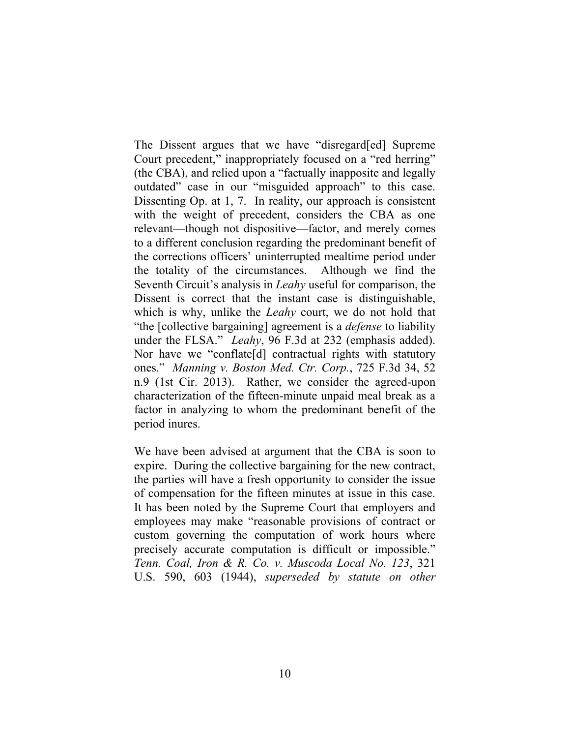The Dissent argues that we have "disregard[ed] Supreme Court precedent," inappropriately focused on a "red herring" (the CBA), and relied upon a "factually inapposite and legally outdated" case in our "misguided approach" to this case. Dissenting Op. at 1, 7. In reality, our approach is consistent with the weight of precedent, considers the CBA as one relevant—though not dispositive—factor, and merely comes to a different conclusion regarding the predominant benefit of the corrections officers' uninterrupted mealtime period under the totality of the circumstances. Although we find the Seventh Circuit's analysis in *Leahy* useful for comparison, the Dissent is correct that the instant case is distinguishable, which is why, unlike the *Leahy* court, we do not hold that "the [collective bargaining] agreement is a *defense* to liability under the FLSA." *Leahy*, 96 F.3d at 232 (emphasis added). Nor have we "conflate[d] contractual rights with statutory ones." *Manning v. Boston Med. Ctr. Corp.*, 725 F.3d 34, 52 n.9 (1st Cir. 2013). Rather, we consider the agreed-upon characterization of the fifteen-minute unpaid meal break as a factor in analyzing to whom the predominant benefit of the period inures.

We have been advised at argument that the CBA is soon to expire. During the collective bargaining for the new contract, the parties will have a fresh opportunity to consider the issue of compensation for the fifteen minutes at issue in this case. It has been noted by the Supreme Court that employers and employees may make "reasonable provisions of contract or custom governing the computation of work hours where precisely accurate computation is difficult or impossible." *Tenn. Coal, Iron & R. Co. v. Muscoda Local No. 123*, 321 U.S. 590, 603 (1944), *superseded by statute on other*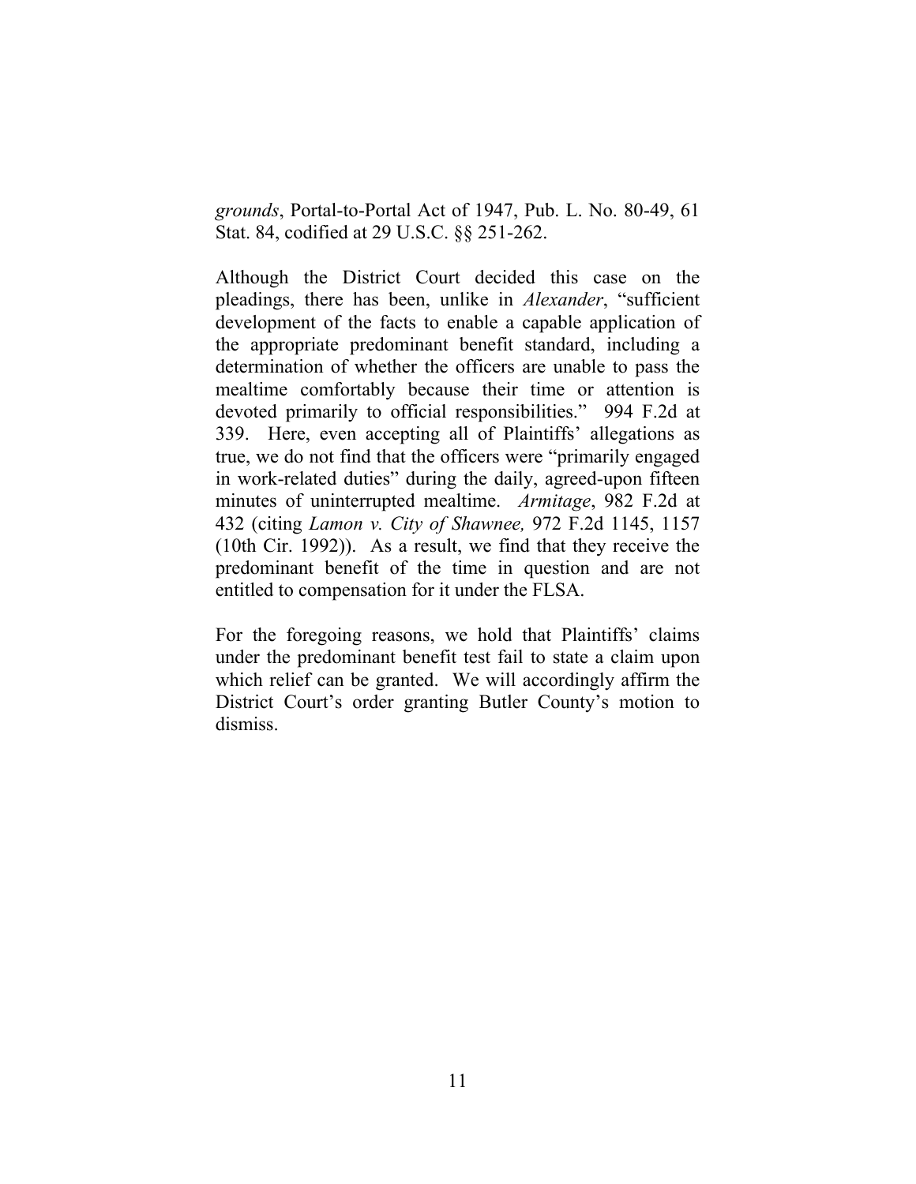*grounds*, Portal-to-Portal Act of 1947, Pub. L. No. 80-49, 61 Stat. 84, codified at 29 U.S.C. §§ 251-262.

Although the District Court decided this case on the pleadings, there has been, unlike in *Alexander*, "sufficient development of the facts to enable a capable application of the appropriate predominant benefit standard, including a determination of whether the officers are unable to pass the mealtime comfortably because their time or attention is devoted primarily to official responsibilities." 994 F.2d at 339. Here, even accepting all of Plaintiffs' allegations as true, we do not find that the officers were "primarily engaged in work-related duties" during the daily, agreed-upon fifteen minutes of uninterrupted mealtime. *Armitage*, 982 F.2d at 432 (citing *Lamon v. City of Shawnee,* 972 F.2d 1145, 1157 (10th Cir. 1992)). As a result, we find that they receive the predominant benefit of the time in question and are not entitled to compensation for it under the FLSA.

For the foregoing reasons, we hold that Plaintiffs' claims under the predominant benefit test fail to state a claim upon which relief can be granted. We will accordingly affirm the District Court's order granting Butler County's motion to dismiss.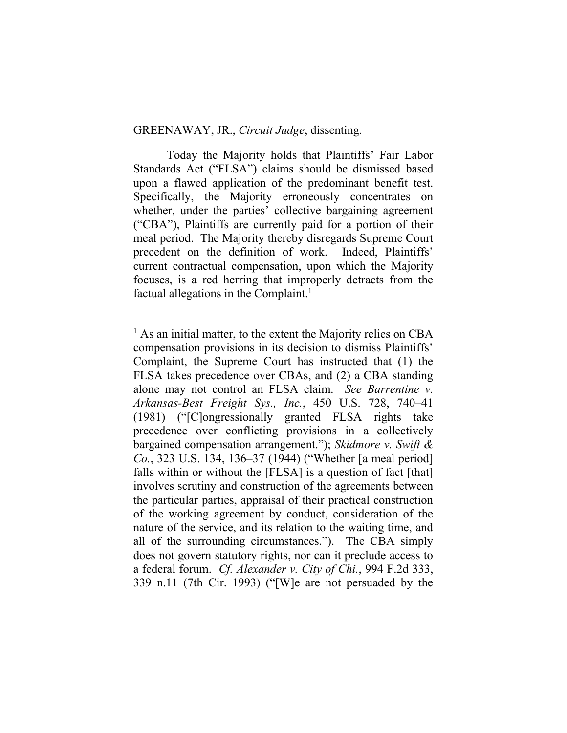GREENAWAY, JR., *Circuit Judge*, dissenting.

Today the Majority holds that Plaintiffs' Fair Labor Standards Act ("FLSA") claims should be dismissed based upon a flawed application of the predominant benefit test. Specifically, the Majority erroneously concentrates on whether, under the parties' collective bargaining agreement ("CBA"), Plaintiffs are currently paid for a portion of their meal period. The Majority thereby disregards Supreme Court precedent on the definition of work. Indeed, Plaintiffs' current contractual compensation, upon which the Majority focuses, is a red herring that improperly detracts from the factual allegations in the Complaint.[1]

---

[1] As an initial matter, to the extent the Majority relies on CBA compensation provisions in its decision to dismiss Plaintiffs' Complaint, the Supreme Court has instructed that (1) the FLSA takes precedence over CBAs, and (2) a CBA standing alone may not control an FLSA claim. *See Barrentine v. Arkansas-Best Freight Sys., Inc.*, 450 U.S. 728, 740–41 (1981) ("[C]ongressionally granted FLSA rights take precedence over conflicting provisions in a collectively bargained compensation arrangement."); *Skidmore v. Swift & Co.*, 323 U.S. 134, 136–37 (1944) ("Whether [a meal period] falls within or without the [FLSA] is a question of fact [that] involves scrutiny and construction of the agreements between the particular parties, appraisal of their practical construction of the working agreement by conduct, consideration of the nature of the service, and its relation to the waiting time, and all of the surrounding circumstances."). The CBA simply does not govern statutory rights, nor can it preclude access to a federal forum. *Cf. Alexander v. City of Chi.*, 994 F.2d 333, 339 n.11 (7th Cir. 1993) ("[W]e are not persuaded by the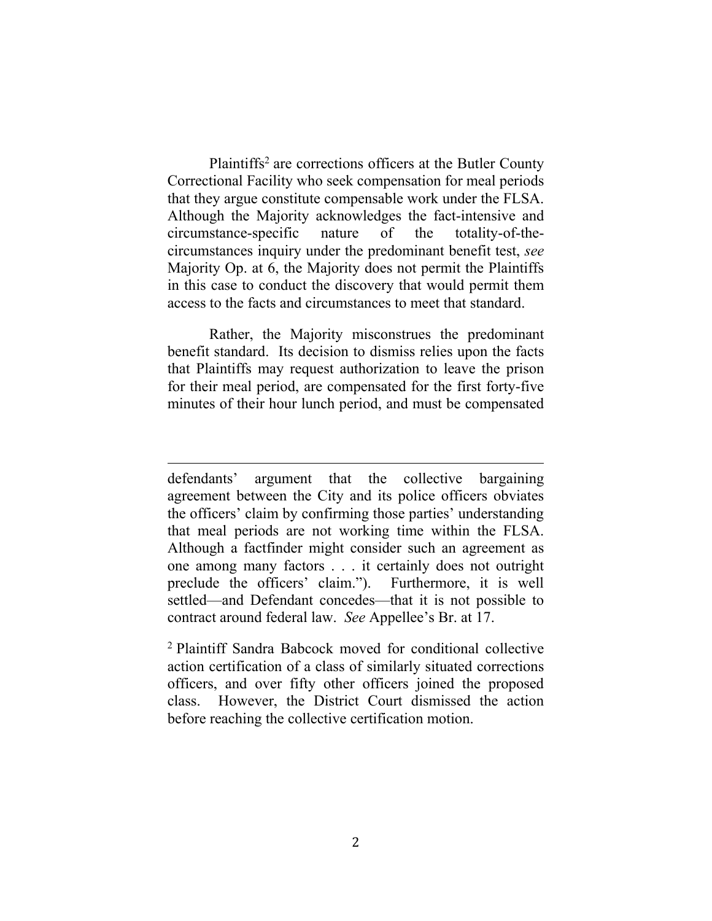Plaintiffs[2] are corrections officers at the Butler County Correctional Facility who seek compensation for meal periods that they argue constitute compensable work under the FLSA. Although the Majority acknowledges the fact-intensive and circumstance-specific nature of the totality-of-the-circumstances inquiry under the predominant benefit test, *see* Majority Op. at 6, the Majority does not permit the Plaintiffs in this case to conduct the discovery that would permit them access to the facts and circumstances to meet that standard.

Rather, the Majority misconstrues the predominant benefit standard. Its decision to dismiss relies upon the facts that Plaintiffs may request authorization to leave the prison for their meal period, are compensated for the first forty-five minutes of their hour lunch period, and must be compensated

---

defendants' argument that the collective bargaining agreement between the City and its police officers obviates the officers' claim by confirming those parties' understanding that meal periods are not working time within the FLSA. Although a factfinder might consider such an agreement as one among many factors . . . it certainly does not outright preclude the officers' claim."). Furthermore, it is well settled—and Defendant concedes—that it is not possible to contract around federal law. *See* Appellee's Br. at 17.

[2] Plaintiff Sandra Babcock moved for conditional collective action certification of a class of similarly situated corrections officers, and over fifty other officers joined the proposed class. However, the District Court dismissed the action before reaching the collective certification motion.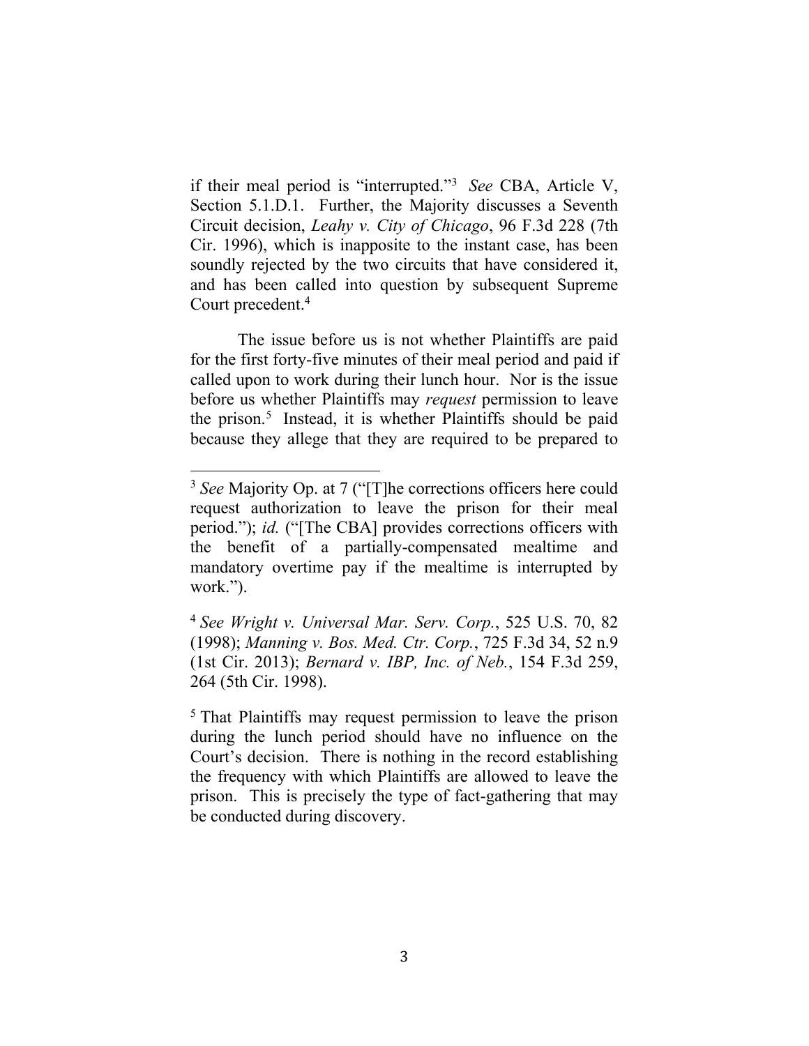if their meal period is "interrupted."[3] *See* CBA, Article V, Section 5.1.D.1. Further, the Majority discusses a Seventh Circuit decision, *Leahy v. City of Chicago*, 96 F.3d 228 (7th Cir. 1996), which is inapposite to the instant case, has been soundly rejected by the two circuits that have considered it, and has been called into question by subsequent Supreme Court precedent.[4]

The issue before us is not whether Plaintiffs are paid for the first forty-five minutes of their meal period and paid if called upon to work during their lunch hour. Nor is the issue before us whether Plaintiffs may *request* permission to leave the prison.[5] Instead, it is whether Plaintiffs should be paid because they allege that they are required to be prepared to

---

[3] *See* Majority Op. at 7 ("[T]he corrections officers here could request authorization to leave the prison for their meal period."); *id.* ("[The CBA] provides corrections officers with the benefit of a partially-compensated mealtime and mandatory overtime pay if the mealtime is interrupted by work.").

[4] *See Wright v. Universal Mar. Serv. Corp.*, 525 U.S. 70, 82 (1998); *Manning v. Bos. Med. Ctr. Corp.*, 725 F.3d 34, 52 n.9 (1st Cir. 2013); *Bernard v. IBP, Inc. of Neb.*, 154 F.3d 259, 264 (5th Cir. 1998).

[5] That Plaintiffs may request permission to leave the prison during the lunch period should have no influence on the Court's decision. There is nothing in the record establishing the frequency with which Plaintiffs are allowed to leave the prison. This is precisely the type of fact-gathering that may be conducted during discovery.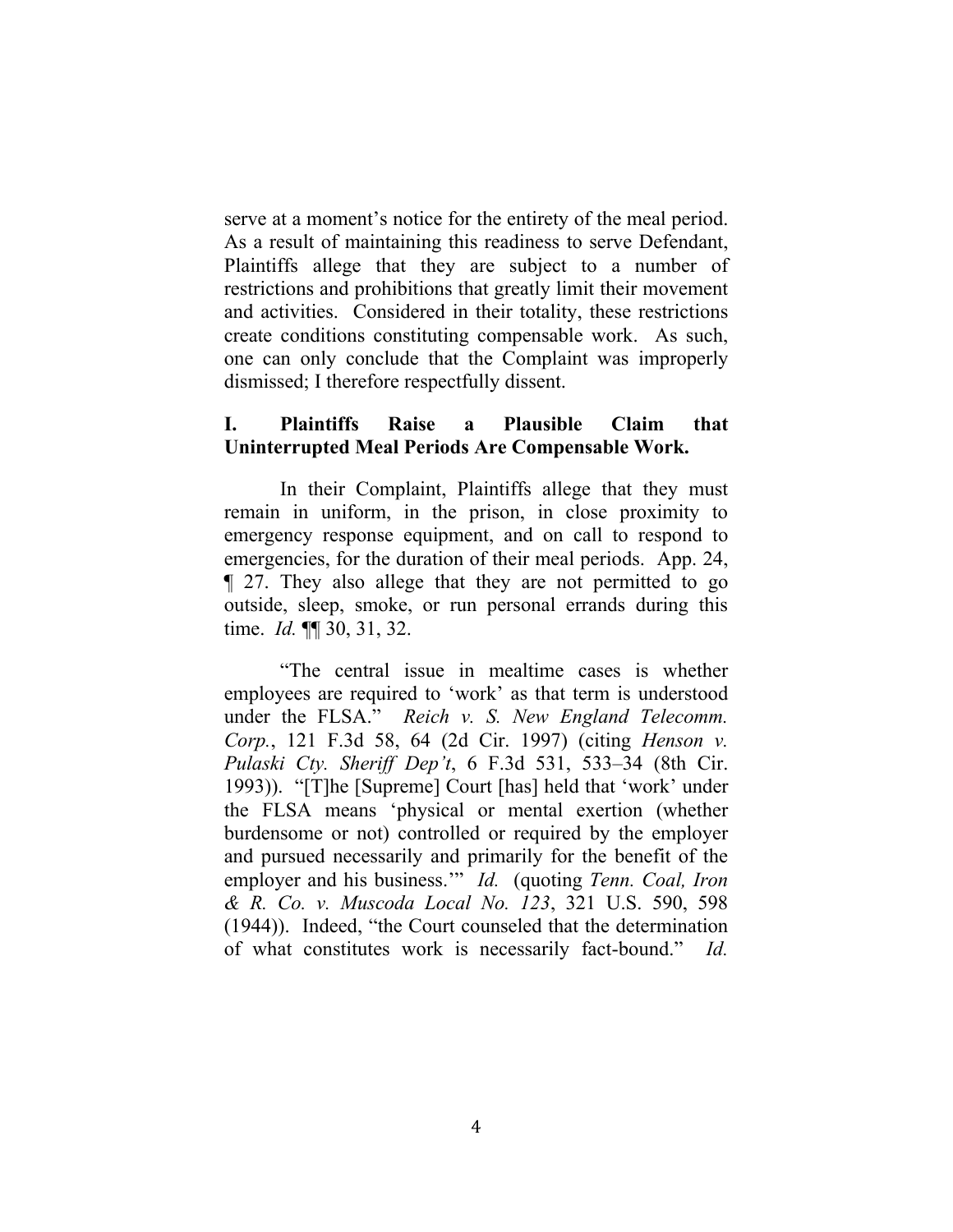serve at a moment's notice for the entirety of the meal period. As a result of maintaining this readiness to serve Defendant, Plaintiffs allege that they are subject to a number of restrictions and prohibitions that greatly limit their movement and activities. Considered in their totality, these restrictions create conditions constituting compensable work. As such, one can only conclude that the Complaint was improperly dismissed; I therefore respectfully dissent.

## I. Plaintiffs Raise a Plausible Claim that Uninterrupted Meal Periods Are Compensable Work.

In their Complaint, Plaintiffs allege that they must remain in uniform, in the prison, in close proximity to emergency response equipment, and on call to respond to emergencies, for the duration of their meal periods. App. 24, ¶ 27. They also allege that they are not permitted to go outside, sleep, smoke, or run personal errands during this time. *Id.* ¶¶ 30, 31, 32.

"The central issue in mealtime cases is whether employees are required to 'work' as that term is understood under the FLSA." *Reich v. S. New England Telecomm. Corp.*, 121 F.3d 58, 64 (2d Cir. 1997) (citing *Henson v. Pulaski Cty. Sheriff Dep't*, 6 F.3d 531, 533–34 (8th Cir. 1993)). "[T]he [Supreme] Court [has] held that 'work' under the FLSA means 'physical or mental exertion (whether burdensome or not) controlled or required by the employer and pursued necessarily and primarily for the benefit of the employer and his business.'" *Id.* (quoting *Tenn. Coal, Iron & R. Co. v. Muscoda Local No. 123*, 321 U.S. 590, 598 (1944)). Indeed, "the Court counseled that the determination of what constitutes work is necessarily fact-bound." *Id.*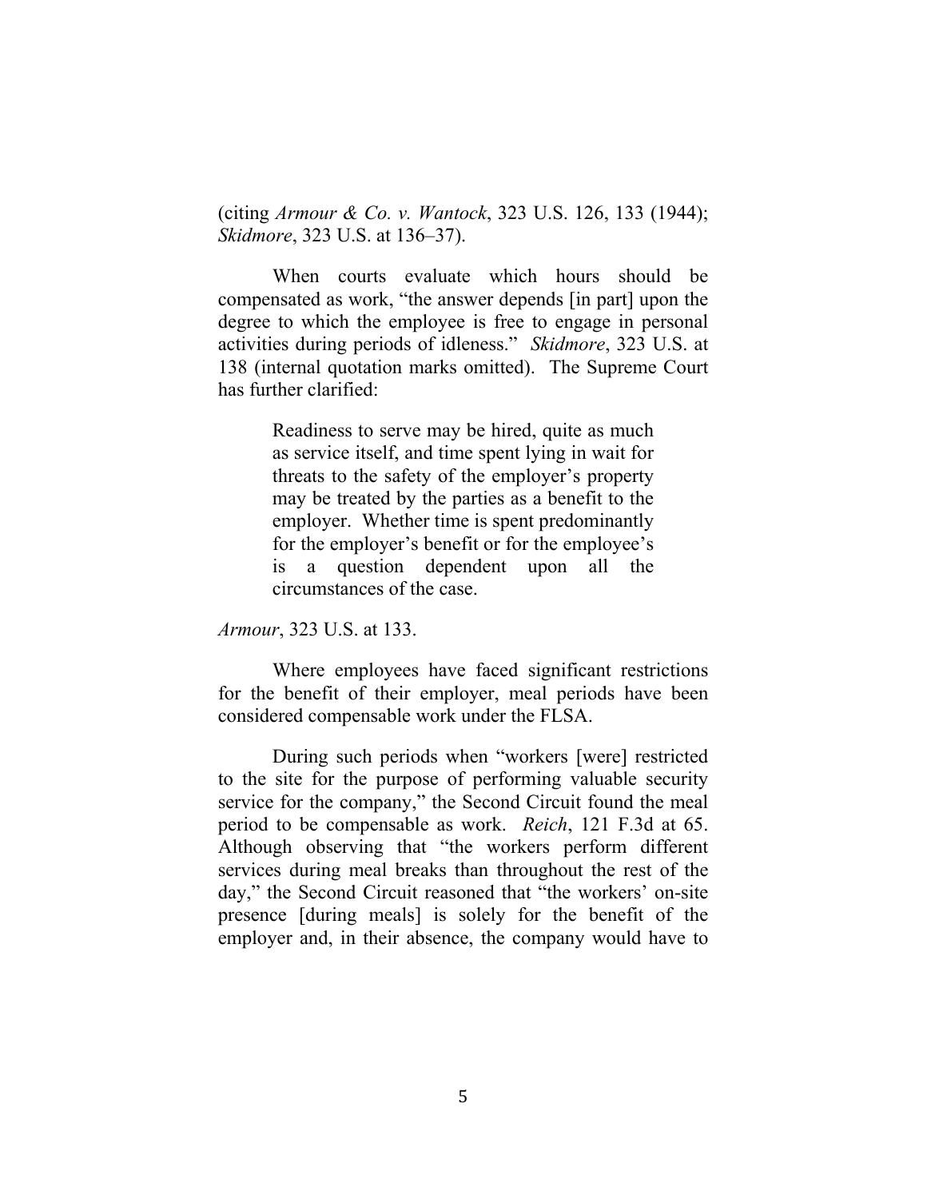(citing *Armour & Co. v. Wantock*, 323 U.S. 126, 133 (1944); *Skidmore*, 323 U.S. at 136–37).

When courts evaluate which hours should be compensated as work, "the answer depends [in part] upon the degree to which the employee is free to engage in personal activities during periods of idleness." *Skidmore*, 323 U.S. at 138 (internal quotation marks omitted). The Supreme Court has further clarified:

> Readiness to serve may be hired, quite as much as service itself, and time spent lying in wait for threats to the safety of the employer's property may be treated by the parties as a benefit to the employer. Whether time is spent predominantly for the employer's benefit or for the employee's is a question dependent upon all the circumstances of the case.

*Armour*, 323 U.S. at 133.

Where employees have faced significant restrictions for the benefit of their employer, meal periods have been considered compensable work under the FLSA.

During such periods when "workers [were] restricted to the site for the purpose of performing valuable security service for the company," the Second Circuit found the meal period to be compensable as work. *Reich*, 121 F.3d at 65. Although observing that "the workers perform different services during meal breaks than throughout the rest of the day," the Second Circuit reasoned that "the workers' on-site presence [during meals] is solely for the benefit of the employer and, in their absence, the company would have to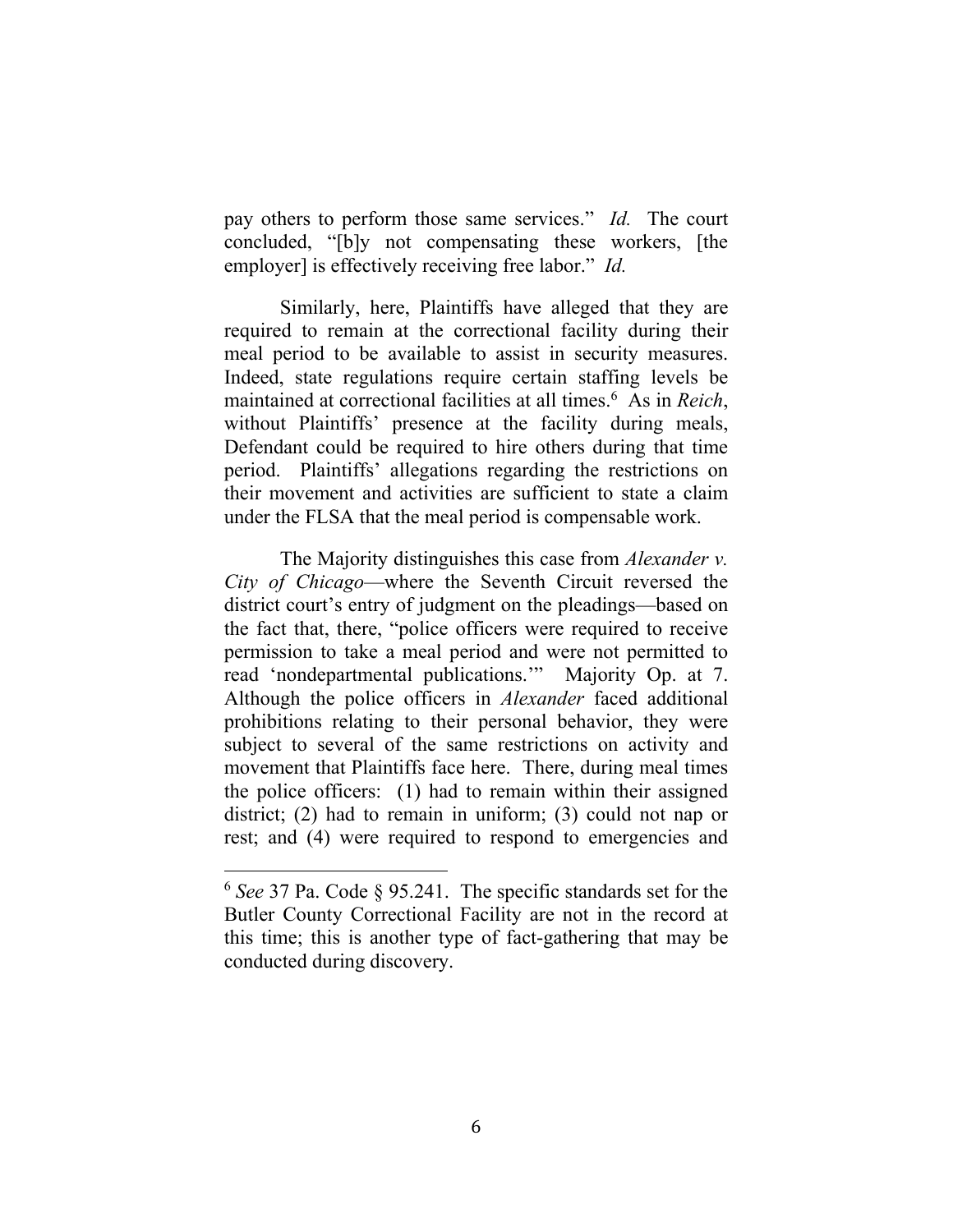pay others to perform those same services." *Id.* The court concluded, "[b]y not compensating these workers, [the employer] is effectively receiving free labor." *Id.*

Similarly, here, Plaintiffs have alleged that they are required to remain at the correctional facility during their meal period to be available to assist in security measures. Indeed, state regulations require certain staffing levels be maintained at correctional facilities at all times.[6] As in *Reich*, without Plaintiffs' presence at the facility during meals, Defendant could be required to hire others during that time period. Plaintiffs' allegations regarding the restrictions on their movement and activities are sufficient to state a claim under the FLSA that the meal period is compensable work.

The Majority distinguishes this case from *Alexander v. City of Chicago*—where the Seventh Circuit reversed the district court's entry of judgment on the pleadings—based on the fact that, there, "police officers were required to receive permission to take a meal period and were not permitted to read 'nondepartmental publications.'" Majority Op. at 7. Although the police officers in *Alexander* faced additional prohibitions relating to their personal behavior, they were subject to several of the same restrictions on activity and movement that Plaintiffs face here. There, during meal times the police officers: (1) had to remain within their assigned district; (2) had to remain in uniform; (3) could not nap or rest; and (4) were required to respond to emergencies and

[6] *See* 37 Pa. Code § 95.241. The specific standards set for the Butler County Correctional Facility are not in the record at this time; this is another type of fact-gathering that may be conducted during discovery.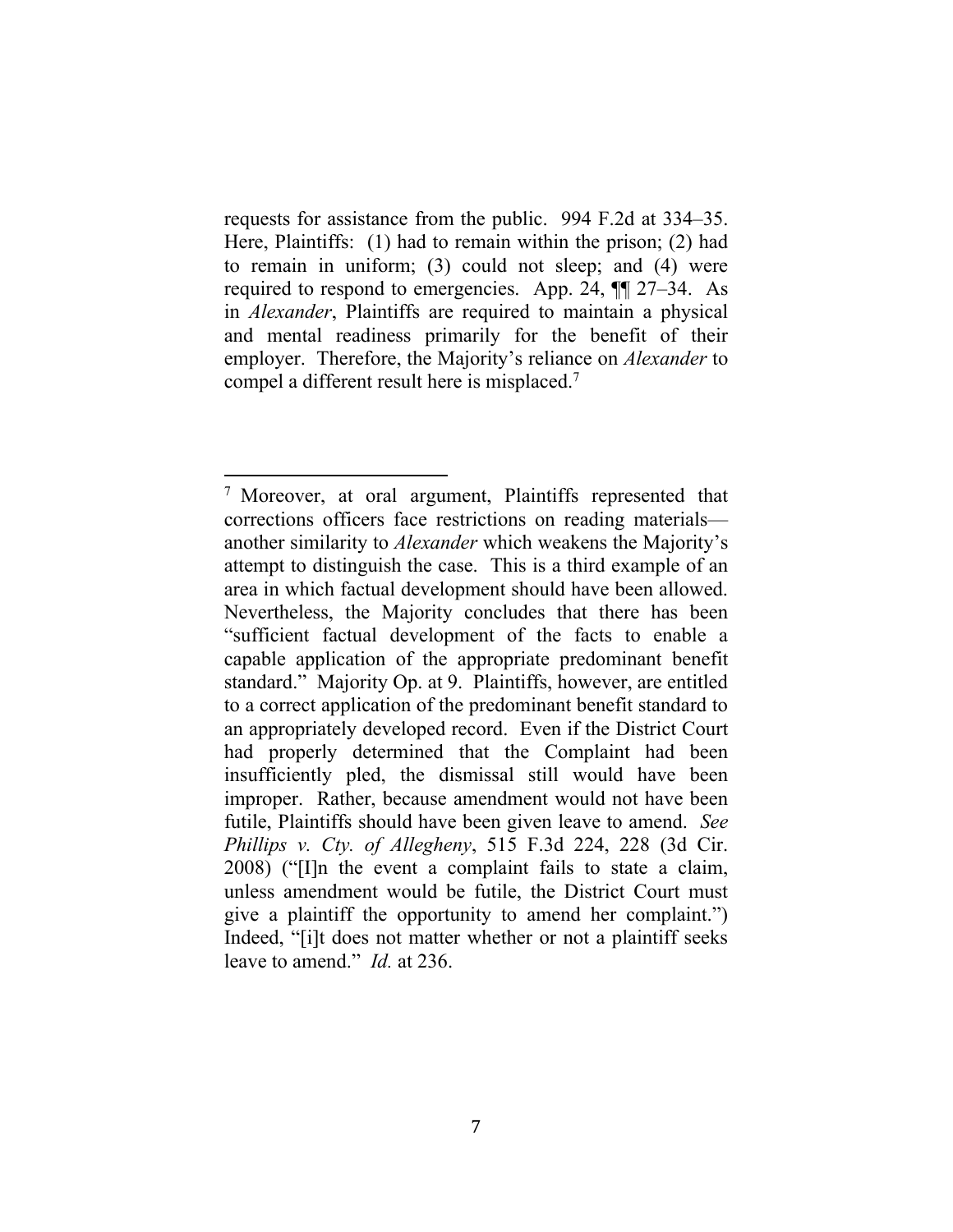requests for assistance from the public. 994 F.2d at 334–35. Here, Plaintiffs: (1) had to remain within the prison; (2) had to remain in uniform; (3) could not sleep; and (4) were required to respond to emergencies. App. 24, ¶¶ 27–34. As in *Alexander*, Plaintiffs are required to maintain a physical and mental readiness primarily for the benefit of their employer. Therefore, the Majority's reliance on *Alexander* to compel a different result here is misplaced.[7]

---

[7] Moreover, at oral argument, Plaintiffs represented that corrections officers face restrictions on reading materials—another similarity to *Alexander* which weakens the Majority's attempt to distinguish the case. This is a third example of an area in which factual development should have been allowed. Nevertheless, the Majority concludes that there has been "sufficient factual development of the facts to enable a capable application of the appropriate predominant benefit standard." Majority Op. at 9. Plaintiffs, however, are entitled to a correct application of the predominant benefit standard to an appropriately developed record. Even if the District Court had properly determined that the Complaint had been insufficiently pled, the dismissal still would have been improper. Rather, because amendment would not have been futile, Plaintiffs should have been given leave to amend. *See Phillips v. Cty. of Allegheny*, 515 F.3d 224, 228 (3d Cir. 2008) ("[I]n the event a complaint fails to state a claim, unless amendment would be futile, the District Court must give a plaintiff the opportunity to amend her complaint.") Indeed, "[i]t does not matter whether or not a plaintiff seeks leave to amend." *Id.* at 236.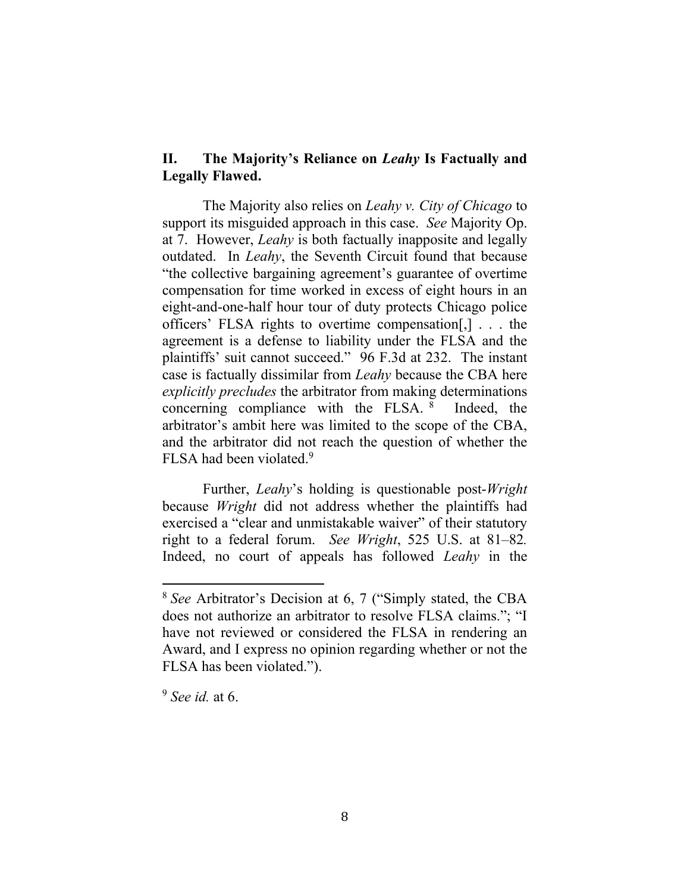## II. The Majority's Reliance on *Leahy* Is Factually and Legally Flawed.

The Majority also relies on *Leahy v. City of Chicago* to support its misguided approach in this case. *See* Majority Op. at 7. However, *Leahy* is both factually inapposite and legally outdated. In *Leahy*, the Seventh Circuit found that because "the collective bargaining agreement's guarantee of overtime compensation for time worked in excess of eight hours in an eight-and-one-half hour tour of duty protects Chicago police officers' FLSA rights to overtime compensation[,] . . . the agreement is a defense to liability under the FLSA and the plaintiffs' suit cannot succeed." 96 F.3d at 232. The instant case is factually dissimilar from *Leahy* because the CBA here *explicitly precludes* the arbitrator from making determinations concerning compliance with the FLSA.[8] Indeed, the arbitrator's ambit here was limited to the scope of the CBA, and the arbitrator did not reach the question of whether the FLSA had been violated.[9]

Further, *Leahy*'s holding is questionable post-*Wright* because *Wright* did not address whether the plaintiffs had exercised a "clear and unmistakable waiver" of their statutory right to a federal forum. *See Wright*, 525 U.S. at 81–82. Indeed, no court of appeals has followed *Leahy* in the

---

[8] *See* Arbitrator's Decision at 6, 7 ("Simply stated, the CBA does not authorize an arbitrator to resolve FLSA claims."; "I have not reviewed or considered the FLSA in rendering an Award, and I express no opinion regarding whether or not the FLSA has been violated.").

[9] *See id.* at 6.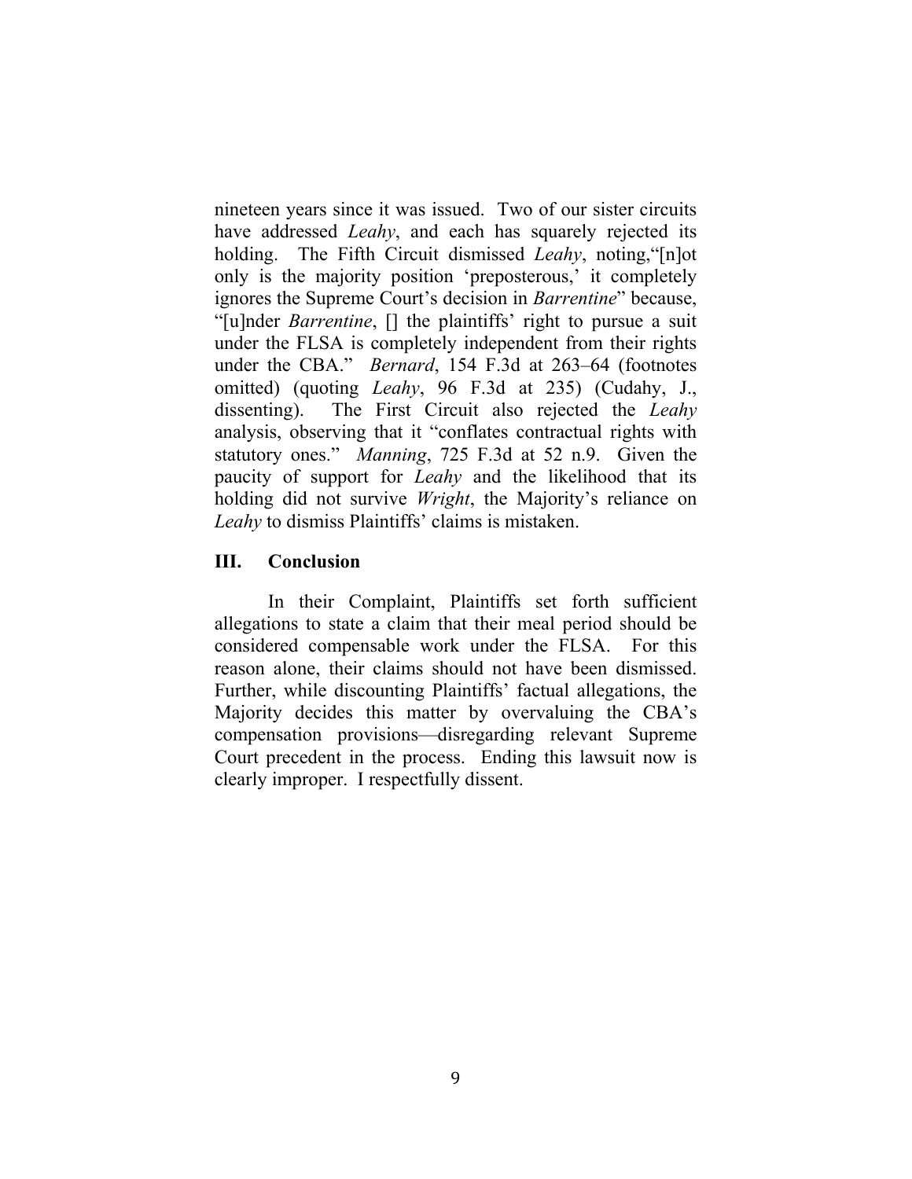nineteen years since it was issued. Two of our sister circuits have addressed *Leahy*, and each has squarely rejected its holding. The Fifth Circuit dismissed *Leahy*, noting,"[n]ot only is the majority position 'preposterous,' it completely ignores the Supreme Court's decision in *Barrentine*" because, "[u]nder *Barrentine*, [] the plaintiffs' right to pursue a suit under the FLSA is completely independent from their rights under the CBA." *Bernard*, 154 F.3d at 263–64 (footnotes omitted) (quoting *Leahy*, 96 F.3d at 235) (Cudahy, J., dissenting). The First Circuit also rejected the *Leahy* analysis, observing that it "conflates contractual rights with statutory ones." *Manning*, 725 F.3d at 52 n.9. Given the paucity of support for *Leahy* and the likelihood that its holding did not survive *Wright*, the Majority's reliance on *Leahy* to dismiss Plaintiffs' claims is mistaken.

## III. Conclusion

In their Complaint, Plaintiffs set forth sufficient allegations to state a claim that their meal period should be considered compensable work under the FLSA. For this reason alone, their claims should not have been dismissed. Further, while discounting Plaintiffs' factual allegations, the Majority decides this matter by overvaluing the CBA's compensation provisions—disregarding relevant Supreme Court precedent in the process. Ending this lawsuit now is clearly improper. I respectfully dissent.